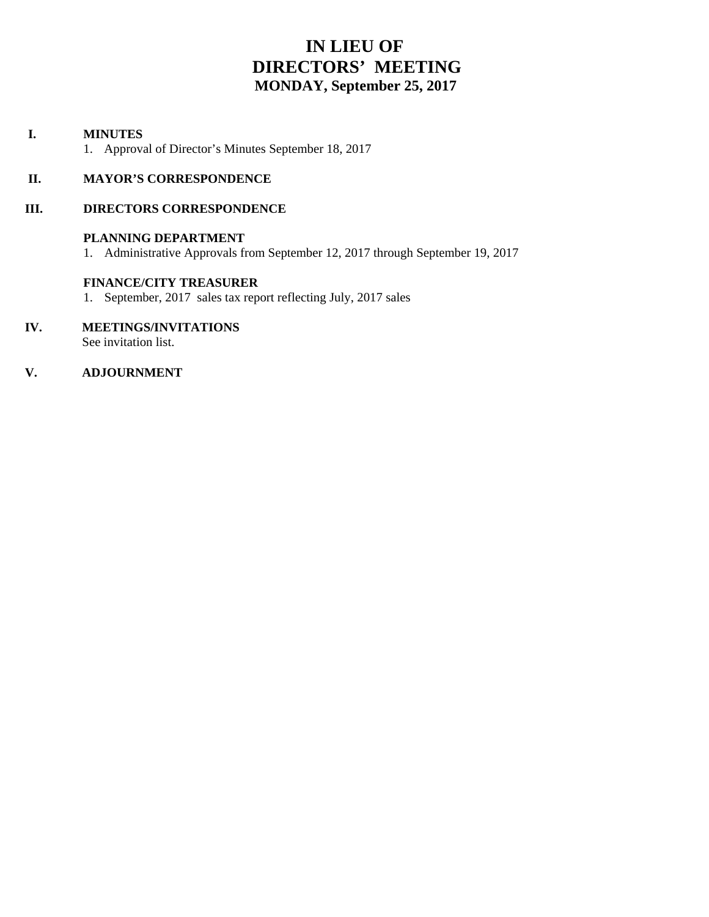# IN LIEU OF
# DIRECTORS' MEETING
## MONDAY, September 25, 2017

**I. MINUTES**

1. Approval of Director's Minutes September 18, 2017

**II. MAYOR'S CORRESPONDENCE**

**III. DIRECTORS CORRESPONDENCE**

**PLANNING DEPARTMENT**

1. Administrative Approvals from September 12, 2017 through September 19, 2017

**FINANCE/CITY TREASURER**

1. September, 2017 sales tax report reflecting July, 2017 sales

**IV. MEETINGS/INVITATIONS**

See invitation list.

**V. ADJOURNMENT**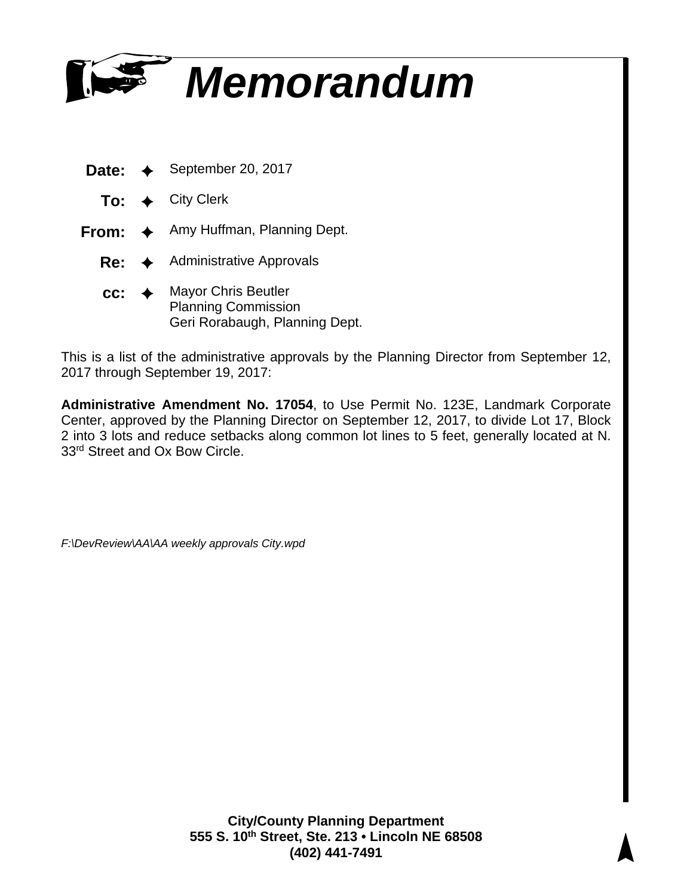# Memorandum

**Date:** September 20, 2017

**To:** City Clerk

**From:** Amy Huffman, Planning Dept.

**Re:** Administrative Approvals

**cc:** Mayor Chris Beutler
Planning Commission
Geri Rorabaugh, Planning Dept.

This is a list of the administrative approvals by the Planning Director from September 12, 2017 through September 19, 2017:

**Administrative Amendment No. 17054**, to Use Permit No. 123E, Landmark Corporate Center, approved by the Planning Director on September 12, 2017, to divide Lot 17, Block 2 into 3 lots and reduce setbacks along common lot lines to 5 feet, generally located at N. 33rd Street and Ox Bow Circle.

*F:\DevReview\AA\AA weekly approvals City.wpd*

**City/County Planning Department**
**555 S. 10th Street, Ste. 213 • Lincoln NE 68508**
**(402) 441-7491**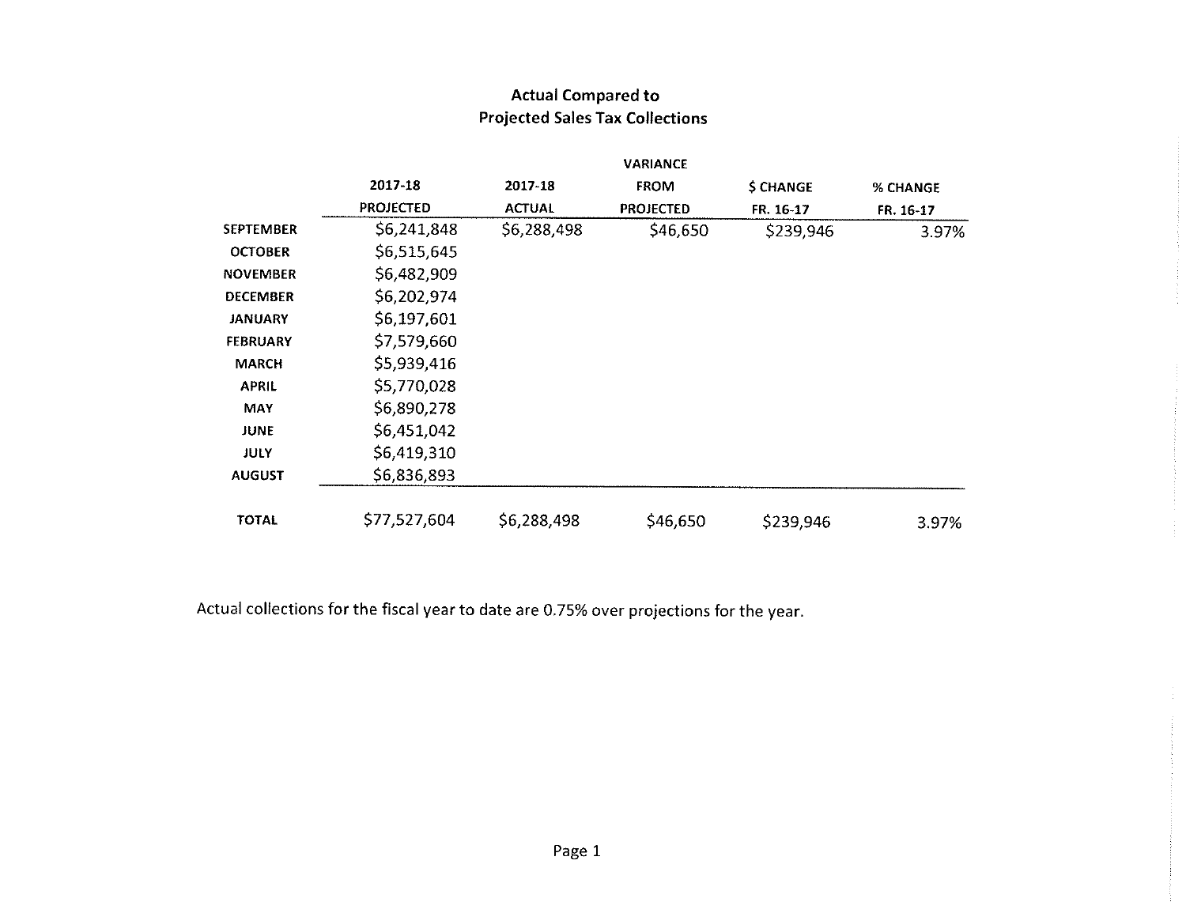## Actual Compared to Projected Sales Tax Collections

| | 2017-18 PROJECTED | 2017-18 ACTUAL | VARIANCE FROM PROJECTED | $ CHANGE FR. 16-17 | % CHANGE FR. 16-17 |
|---|---|---|---|---|---|
| **SEPTEMBER** | $6,241,848 | $6,288,498 | $46,650 | $239,946 | 3.97% |
| **OCTOBER** | $6,515,645 | | | | |
| **NOVEMBER** | $6,482,909 | | | | |
| **DECEMBER** | $6,202,974 | | | | |
| **JANUARY** | $6,197,601 | | | | |
| **FEBRUARY** | $7,579,660 | | | | |
| **MARCH** | $5,939,416 | | | | |
| **APRIL** | $5,770,028 | | | | |
| **MAY** | $6,890,278 | | | | |
| **JUNE** | $6,451,042 | | | | |
| **JULY** | $6,419,310 | | | | |
| **AUGUST** | $6,836,893 | | | | |
| **TOTAL** | $77,527,604 | $6,288,498 | $46,650 | $239,946 | 3.97% |

Actual collections for the fiscal year to date are 0.75% over projections for the year.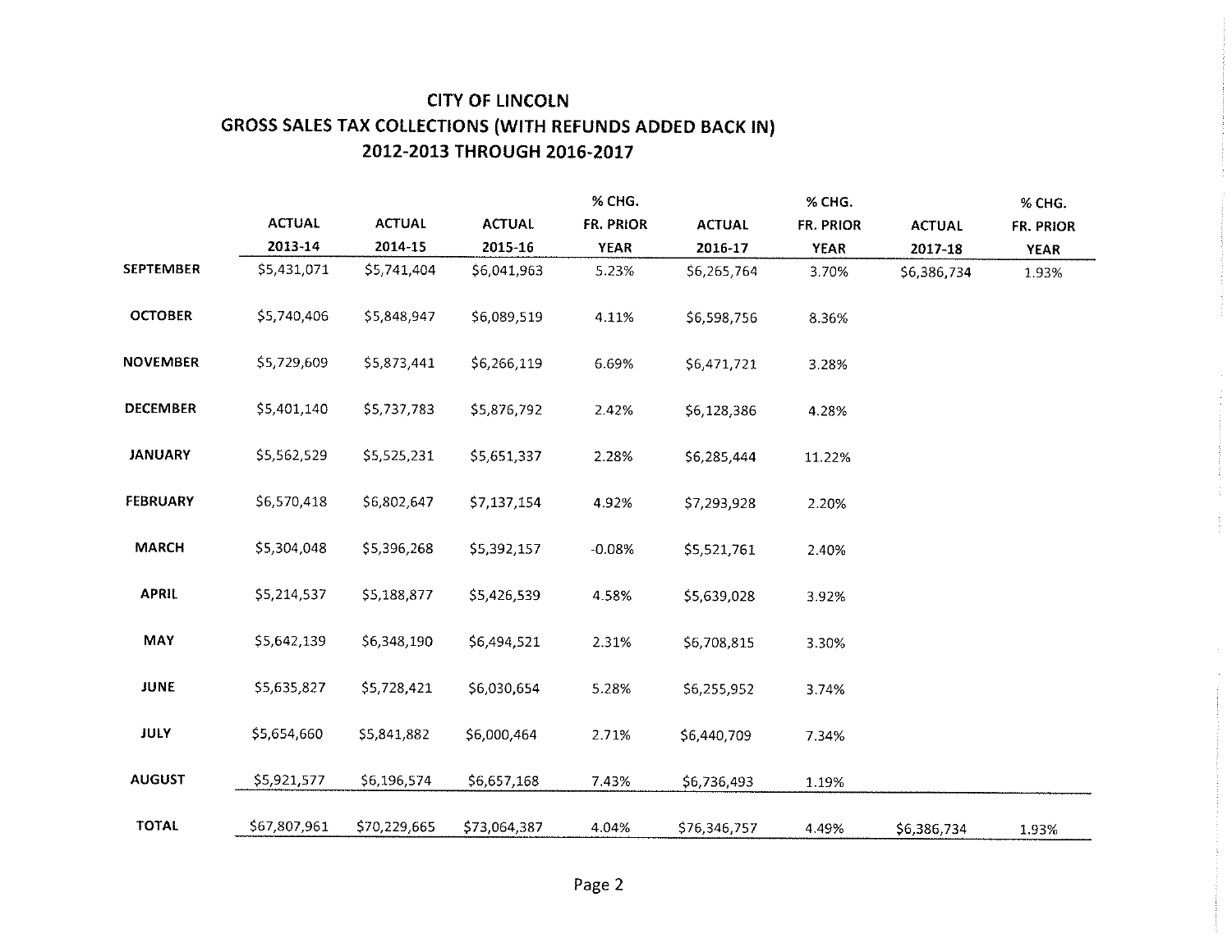# CITY OF LINCOLN
## GROSS SALES TAX COLLECTIONS (WITH REFUNDS ADDED BACK IN)
## 2012-2013 THROUGH 2016-2017

| | ACTUAL 2013-14 | ACTUAL 2014-15 | ACTUAL 2015-16 | % CHG. FR. PRIOR YEAR | ACTUAL 2016-17 | % CHG. FR. PRIOR YEAR | ACTUAL 2017-18 | % CHG. FR. PRIOR YEAR |
|---|---|---|---|---|---|---|---|---|
| SEPTEMBER | $5,431,071 | $5,741,404 | $6,041,963 | 5.23% | $6,265,764 | 3.70% | $6,386,734 | 1.93% |
| OCTOBER | $5,740,406 | $5,848,947 | $6,089,519 | 4.11% | $6,598,756 | 8.36% | | |
| NOVEMBER | $5,729,609 | $5,873,441 | $6,266,119 | 6.69% | $6,471,721 | 3.28% | | |
| DECEMBER | $5,401,140 | $5,737,783 | $5,876,792 | 2.42% | $6,128,386 | 4.28% | | |
| JANUARY | $5,562,529 | $5,525,231 | $5,651,337 | 2.28% | $6,285,444 | 11.22% | | |
| FEBRUARY | $6,570,418 | $6,802,647 | $7,137,154 | 4.92% | $7,293,928 | 2.20% | | |
| MARCH | $5,304,048 | $5,396,268 | $5,392,157 | -0.08% | $5,521,761 | 2.40% | | |
| APRIL | $5,214,537 | $5,188,877 | $5,426,539 | 4.58% | $5,639,028 | 3.92% | | |
| MAY | $5,642,139 | $6,348,190 | $6,494,521 | 2.31% | $6,708,815 | 3.30% | | |
| JUNE | $5,635,827 | $5,728,421 | $6,030,654 | 5.28% | $6,255,952 | 3.74% | | |
| JULY | $5,654,660 | $5,841,882 | $6,000,464 | 2.71% | $6,440,709 | 7.34% | | |
| AUGUST | $5,921,577 | $6,196,574 | $6,657,168 | 7.43% | $6,736,493 | 1.19% | | |
| TOTAL | $67,807,961 | $70,229,665 | $73,064,387 | 4.04% | $76,346,757 | 4.49% | $6,386,734 | 1.93% |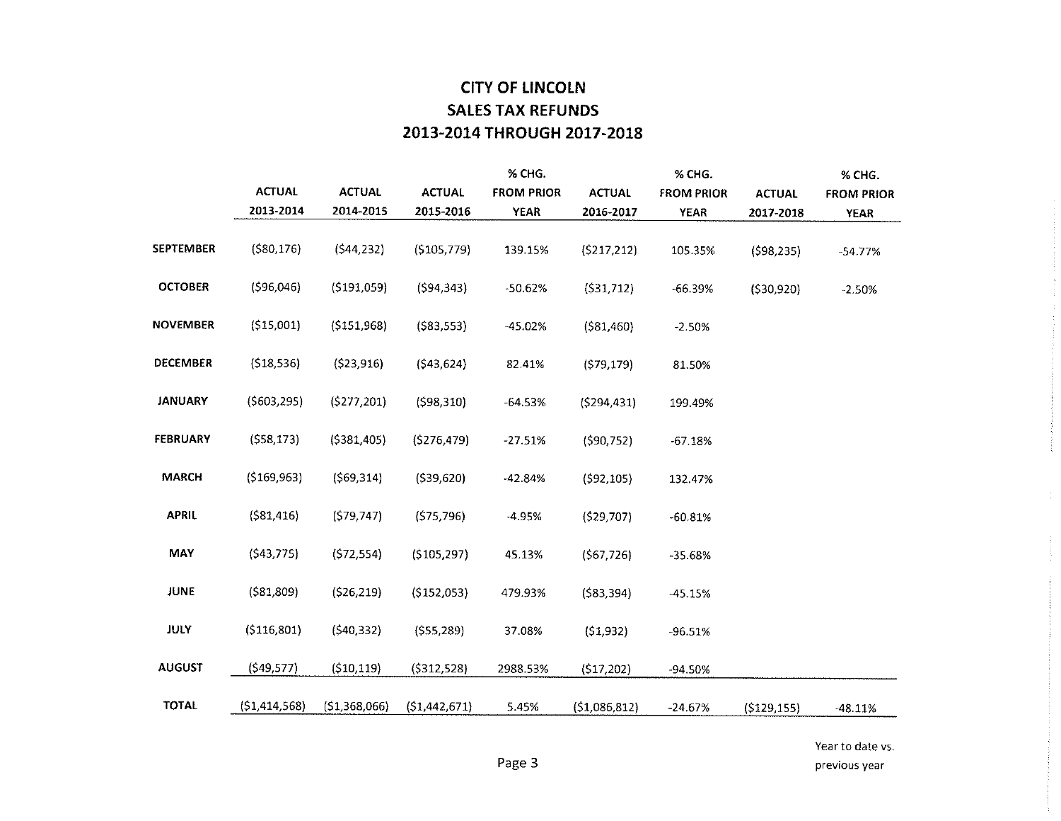# CITY OF LINCOLN
## SALES TAX REFUNDS
## 2013-2014 THROUGH 2017-2018

| | ACTUAL 2013-2014 | ACTUAL 2014-2015 | ACTUAL 2015-2016 | % CHG. FROM PRIOR YEAR | ACTUAL 2016-2017 | % CHG. FROM PRIOR YEAR | ACTUAL 2017-2018 | % CHG. FROM PRIOR YEAR |
|---|---|---|---|---|---|---|---|---|
| **SEPTEMBER** | ($80,176) | ($44,232) | ($105,779) | 139.15% | ($217,212) | 105.35% | ($98,235) | -54.77% |
| **OCTOBER** | ($96,046) | ($191,059) | ($94,343) | -50.62% | ($31,712) | -66.39% | ($30,920) | -2.50% |
| **NOVEMBER** | ($15,001) | ($151,968) | ($83,553) | -45.02% | ($81,460) | -2.50% | | |
| **DECEMBER** | ($18,536) | ($23,916) | ($43,624) | 82.41% | ($79,179) | 81.50% | | |
| **JANUARY** | ($603,295) | ($277,201) | ($98,310) | -64.53% | ($294,431) | 199.49% | | |
| **FEBRUARY** | ($58,173) | ($381,405) | ($276,479) | -27.51% | ($90,752) | -67.18% | | |
| **MARCH** | ($169,963) | ($69,314) | ($39,620) | -42.84% | ($92,105) | 132.47% | | |
| **APRIL** | ($81,416) | ($79,747) | ($75,796) | -4.95% | ($29,707) | -60.81% | | |
| **MAY** | ($43,775) | ($72,554) | ($105,297) | 45.13% | ($67,726) | -35.68% | | |
| **JUNE** | ($81,809) | ($26,219) | ($152,053) | 479.93% | ($83,394) | -45.15% | | |
| **JULY** | ($116,801) | ($40,332) | ($55,289) | 37.08% | ($1,932) | -96.51% | | |
| **AUGUST** | ($49,577) | ($10,119) | ($312,528) | 2988.53% | ($17,202) | -94.50% | | |
| **TOTAL** | ($1,414,568) | ($1,368,066) | ($1,442,671) | 5.45% | ($1,086,812) | -24.67% | ($129,155) | -48.11% |

Year to date vs. previous year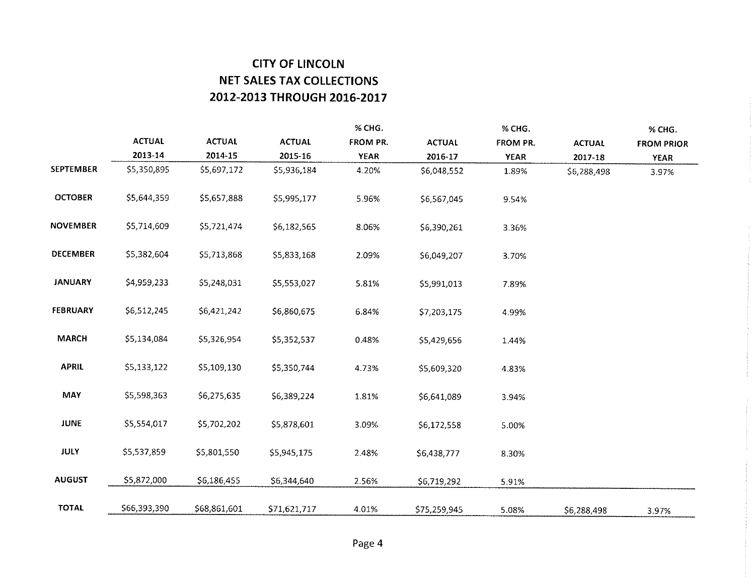# CITY OF LINCOLN
## NET SALES TAX COLLECTIONS
## 2012-2013 THROUGH 2016-2017

| | ACTUAL 2013-14 | ACTUAL 2014-15 | ACTUAL 2015-16 | % CHG. FROM PR. YEAR | ACTUAL 2016-17 | % CHG. FROM PR. YEAR | ACTUAL 2017-18 | % CHG. FROM PRIOR YEAR |
|---|---|---|---|---|---|---|---|---|
| **SEPTEMBER** | $5,350,895 | $5,697,172 | $5,936,184 | 4.20% | $6,048,552 | 1.89% | $6,288,498 | 3.97% |
| **OCTOBER** | $5,644,359 | $5,657,888 | $5,995,177 | 5.96% | $6,567,045 | 9.54% | | |
| **NOVEMBER** | $5,714,609 | $5,721,474 | $6,182,565 | 8.06% | $6,390,261 | 3.36% | | |
| **DECEMBER** | $5,382,604 | $5,713,868 | $5,833,168 | 2.09% | $6,049,207 | 3.70% | | |
| **JANUARY** | $4,959,233 | $5,248,031 | $5,553,027 | 5.81% | $5,991,013 | 7.89% | | |
| **FEBRUARY** | $6,512,245 | $6,421,242 | $6,860,675 | 6.84% | $7,203,175 | 4.99% | | |
| **MARCH** | $5,134,084 | $5,326,954 | $5,352,537 | 0.48% | $5,429,656 | 1.44% | | |
| **APRIL** | $5,133,122 | $5,109,130 | $5,350,744 | 4.73% | $5,609,320 | 4.83% | | |
| **MAY** | $5,598,363 | $6,275,635 | $6,389,224 | 1.81% | $6,641,089 | 3.94% | | |
| **JUNE** | $5,554,017 | $5,702,202 | $5,878,601 | 3.09% | $6,172,558 | 5.00% | | |
| **JULY** | $5,537,859 | $5,801,550 | $5,945,175 | 2.48% | $6,438,777 | 8.30% | | |
| **AUGUST** | $5,872,000 | $6,186,455 | $6,344,640 | 2.56% | $6,719,292 | 5.91% | | |
| **TOTAL** | $66,393,390 | $68,861,601 | $71,621,717 | 4.01% | $75,259,945 | 5.08% | $6,288,498 | 3.97% |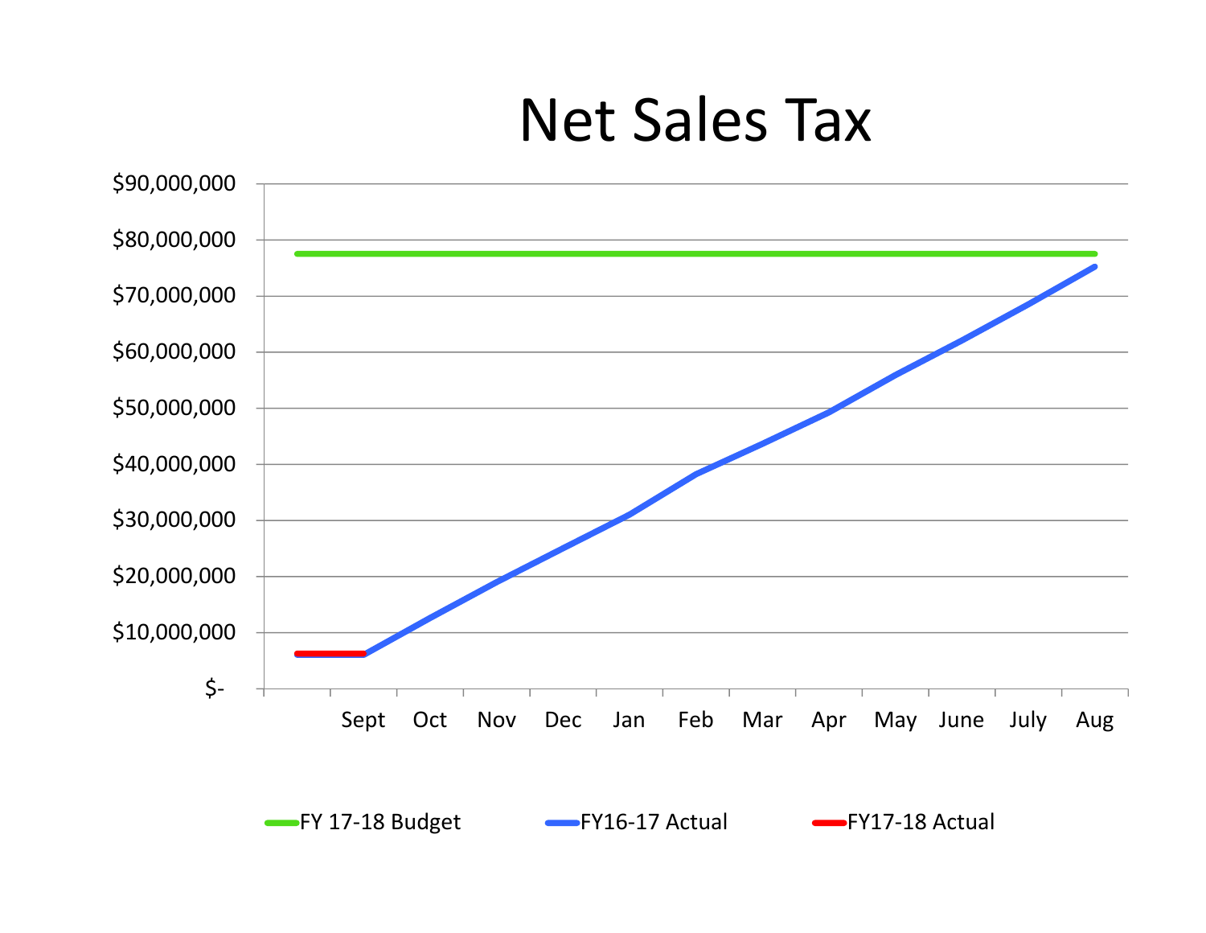# Net Sales Tax

$90,000,000
$80,000,000
$70,000,000
$60,000,000
$50,000,000
$40,000,000
$30,000,000
$20,000,000
$10,000,000
$-

Sept Oct Nov Dec Jan Feb Mar Apr May June July Aug

FY 17-18 Budget
FY16-17 Actual
FY17-18 Actual